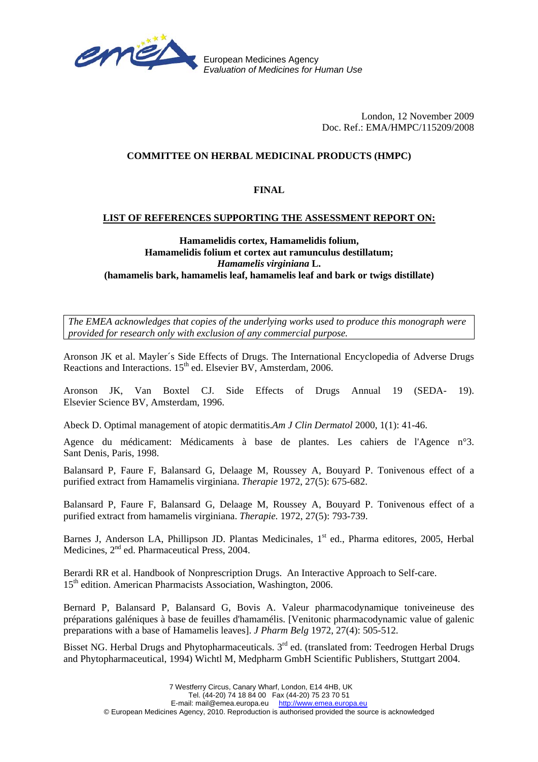European Medicines Agency
*Evaluation of Medicines for Human Use*

London, 12 November 2009
Doc. Ref.: EMA/HMPC/115209/2008

**COMMITTEE ON HERBAL MEDICINAL PRODUCTS (HMPC)**

**FINAL**

**LIST OF REFERENCES SUPPORTING THE ASSESSMENT REPORT ON:**

**Hamamelidis cortex, Hamamelidis folium,
Hamamelidis folium et cortex aut ramunculus destillatum;
*Hamamelis virginiana* L.
(hamamelis bark, hamamelis leaf, hamamelis leaf and bark or twigs distillate)**

> *The EMEA acknowledges that copies of the underlying works used to produce this monograph were provided for research only with exclusion of any commercial purpose.*

Aronson JK et al. Mayler´s Side Effects of Drugs. The International Encyclopedia of Adverse Drugs Reactions and Interactions. 15th ed. Elsevier BV, Amsterdam, 2006.

Aronson JK, Van Boxtel CJ. Side Effects of Drugs Annual 19 (SEDA- 19). Elsevier Science BV, Amsterdam, 1996.

Abeck D. Optimal management of atopic dermatitis.*Am J Clin Dermatol* 2000, 1(1): 41-46.

Agence du médicament: Médicaments à base de plantes. Les cahiers de l'Agence n°3. Sant Denis, Paris, 1998.

Balansard P, Faure F, Balansard G, Delaage M, Roussey A, Bouyard P. Tonivenous effect of a purified extract from Hamamelis virginiana. *Therapie* 1972, 27(5): 675-682.

Balansard P, Faure F, Balansard G, Delaage M, Roussey A, Bouyard P. Tonivenous effect of a purified extract from hamamelis virginiana. *Therapie.* 1972, 27(5): 793-739.

Barnes J, Anderson LA, Phillipson JD. Plantas Medicinales, 1st ed., Pharma editores, 2005, Herbal Medicines, 2nd ed. Pharmaceutical Press, 2004.

Berardi RR et al. Handbook of Nonprescription Drugs. An Interactive Approach to Self-care. 15th edition. American Pharmacists Association, Washington, 2006.

Bernard P, Balansard P, Balansard G, Bovis A. Valeur pharmacodynamique toniveineuse des préparations galéniques à base de feuilles d'hamamélis. [Venitonic pharmacodynamic value of galenic preparations with a base of Hamamelis leaves]. *J Pharm Belg* 1972, 27(4): 505-512.

Bisset NG. Herbal Drugs and Phytopharmaceuticals. 3rd ed. (translated from: Teedrogen Herbal Drugs and Phytopharmaceutical, 1994) Wichtl M, Medpharm GmbH Scientific Publishers, Stuttgart 2004.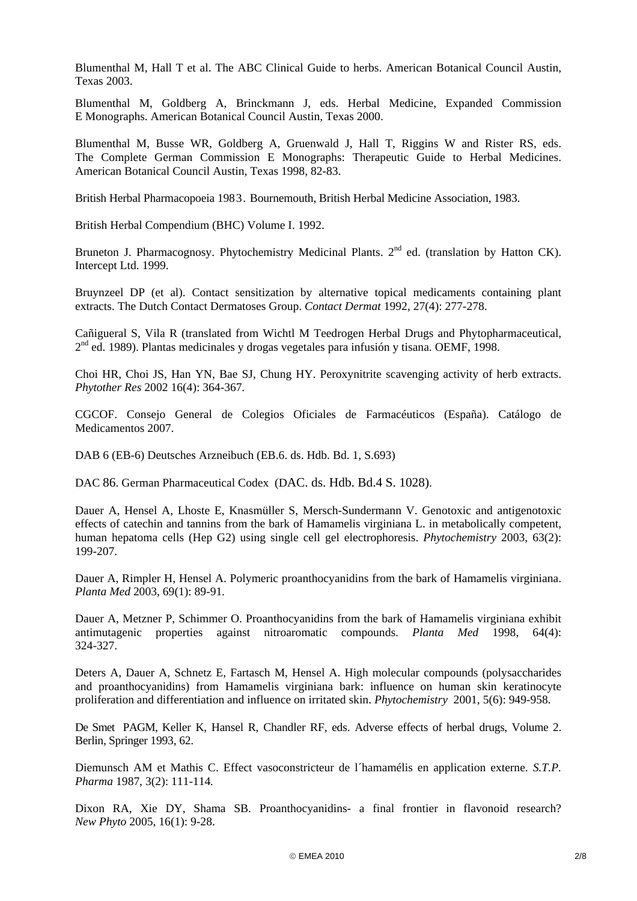Blumenthal M, Hall T et al. The ABC Clinical Guide to herbs. American Botanical Council Austin, Texas 2003.

Blumenthal M, Goldberg A, Brinckmann J, eds. Herbal Medicine, Expanded Commission E Monographs. American Botanical Council Austin, Texas 2000.

Blumenthal M, Busse WR, Goldberg A, Gruenwald J, Hall T, Riggins W and Rister RS, eds. The Complete German Commission E Monographs: Therapeutic Guide to Herbal Medicines. American Botanical Council Austin, Texas 1998, 82-83.

British Herbal Pharmacopoeia 1983. Bournemouth, British Herbal Medicine Association, 1983.

British Herbal Compendium (BHC) Volume I. 1992.

Bruneton J. Pharmacognosy. Phytochemistry Medicinal Plants. 2nd ed. (translation by Hatton CK). Intercept Ltd. 1999.

Bruynzeel DP (et al). Contact sensitization by alternative topical medicaments containing plant extracts. The Dutch Contact Dermatoses Group. *Contact Dermat* 1992, 27(4): 277-278.

Cañigueral S, Vila R (translated from Wichtl M Teedrogen Herbal Drugs and Phytopharmaceutical, 2nd ed. 1989). Plantas medicinales y drogas vegetales para infusión y tisana. OEMF, 1998.

Choi HR, Choi JS, Han YN, Bae SJ, Chung HY. Peroxynitrite scavenging activity of herb extracts. *Phytother Res* 2002 16(4): 364-367.

CGCOF. Consejo General de Colegios Oficiales de Farmacéuticos (España). Catálogo de Medicamentos 2007.

DAB 6 (EB-6) Deutsches Arzneibuch (EB.6. ds. Hdb. Bd. 1, S.693)

DAC 86. German Pharmaceutical Codex (DAC. ds. Hdb. Bd.4 S. 1028).

Dauer A, Hensel A, Lhoste E, Knasmüller S, Mersch-Sundermann V. Genotoxic and antigenotoxic effects of catechin and tannins from the bark of Hamamelis virginiana L. in metabolically competent, human hepatoma cells (Hep G2) using single cell gel electrophoresis. *Phytochemistry* 2003, 63(2): 199-207.

Dauer A, Rimpler H, Hensel A. Polymeric proanthocyanidins from the bark of Hamamelis virginiana. *Planta Med* 2003, 69(1): 89-91.

Dauer A, Metzner P, Schimmer O. Proanthocyanidins from the bark of Hamamelis virginiana exhibit antimutagenic properties against nitroaromatic compounds. *Planta Med* 1998, 64(4): 324-327.

Deters A, Dauer A, Schnetz E, Fartasch M, Hensel A. High molecular compounds (polysaccharides and proanthocyanidins) from Hamamelis virginiana bark: influence on human skin keratinocyte proliferation and differentiation and influence on irritated skin. *Phytochemistry* 2001, 5(6): 949-958.

De Smet PAGM, Keller K, Hansel R, Chandler RF, eds. Adverse effects of herbal drugs, Volume 2. Berlin, Springer 1993, 62.

Diemunsch AM et Mathis C. Effect vasoconstricteur de l´hamamélis en application externe. *S.T.P. Pharma* 1987, 3(2): 111-114.

Dixon RA, Xie DY, Shama SB. Proanthocyanidins- a final frontier in flavonoid research? *New Phyto* 2005, 16(1): 9-28.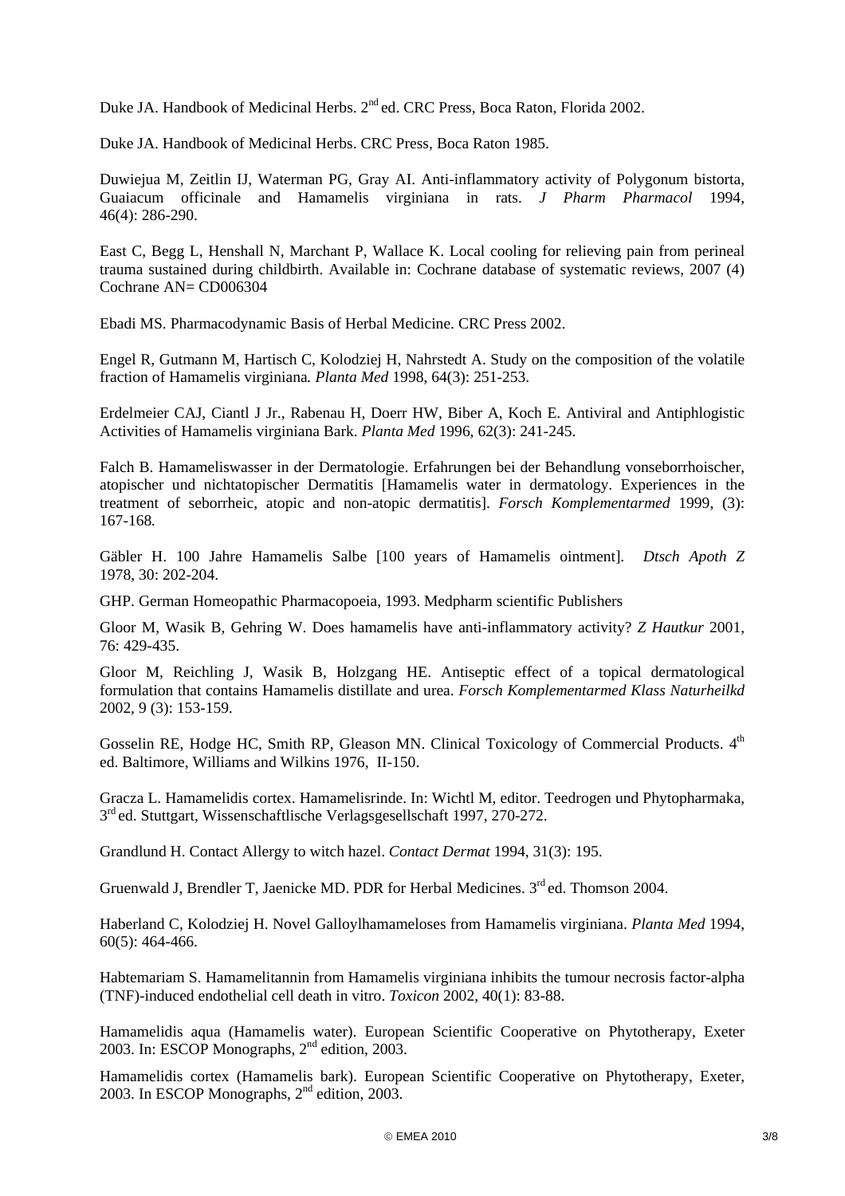Duke JA. Handbook of Medicinal Herbs. 2nd ed. CRC Press, Boca Raton, Florida 2002.

Duke JA. Handbook of Medicinal Herbs. CRC Press, Boca Raton 1985.

Duwiejua M, Zeitlin IJ, Waterman PG, Gray AI. Anti-inflammatory activity of Polygonum bistorta, Guaiacum officinale and Hamamelis virginiana in rats. *J Pharm Pharmacol* 1994, 46(4): 286-290.

East C, Begg L, Henshall N, Marchant P, Wallace K. Local cooling for relieving pain from perineal trauma sustained during childbirth. Available in: Cochrane database of systematic reviews, 2007 (4) Cochrane AN= CD006304

Ebadi MS. Pharmacodynamic Basis of Herbal Medicine. CRC Press 2002.

Engel R, Gutmann M, Hartisch C, Kolodziej H, Nahrstedt A. Study on the composition of the volatile fraction of Hamamelis virginiana*. Planta Med* 1998, 64(3): 251-253.

Erdelmeier CAJ, Ciantl J Jr., Rabenau H, Doerr HW, Biber A, Koch E. Antiviral and Antiphlogistic Activities of Hamamelis virginiana Bark. *Planta Med* 1996, 62(3): 241-245.

Falch B. Hamameliswasser in der Dermatologie. Erfahrungen bei der Behandlung vonseborrhoischer, atopischer und nichtatopischer Dermatitis [Hamamelis water in dermatology. Experiences in the treatment of seborrheic, atopic and non-atopic dermatitis]. *Forsch Komplementarmed* 1999, (3): 167-168*.*

Gäbler H. 100 Jahre Hamamelis Salbe [100 years of Hamamelis ointment]. *Dtsch Apoth Z* 1978, 30: 202-204.

GHP. German Homeopathic Pharmacopoeia, 1993. Medpharm scientific Publishers

Gloor M, Wasik B, Gehring W. Does hamamelis have anti-inflammatory activity? *Z Hautkur* 2001, 76: 429-435.

Gloor M, Reichling J, Wasik B, Holzgang HE. Antiseptic effect of a topical dermatological formulation that contains Hamamelis distillate and urea. *Forsch Komplementarmed Klass Naturheilkd* 2002, 9 (3): 153-159.

Gosselin RE, Hodge HC, Smith RP, Gleason MN. Clinical Toxicology of Commercial Products. 4th ed. Baltimore, Williams and Wilkins 1976, II-150.

Gracza L. Hamamelidis cortex. Hamamelisrinde. In: Wichtl M, editor. Teedrogen und Phytopharmaka, 3rd ed. Stuttgart, Wissenschaftlische Verlagsgesellschaft 1997, 270-272.

Grandlund H. Contact Allergy to witch hazel. *Contact Dermat* 1994, 31(3): 195.

Gruenwald J, Brendler T, Jaenicke MD. PDR for Herbal Medicines. 3rd ed. Thomson 2004.

Haberland C, Kolodziej H. Novel Galloylhamameloses from Hamamelis virginiana. *Planta Med* 1994, 60(5): 464-466.

Habtemariam S. Hamamelitannin from Hamamelis virginiana inhibits the tumour necrosis factor-alpha (TNF)-induced endothelial cell death in vitro. *Toxicon* 2002, 40(1): 83-88.

Hamamelidis aqua (Hamamelis water). European Scientific Cooperative on Phytotherapy, Exeter 2003. In: ESCOP Monographs, 2nd edition, 2003.

Hamamelidis cortex (Hamamelis bark). European Scientific Cooperative on Phytotherapy, Exeter, 2003. In ESCOP Monographs, 2nd edition, 2003.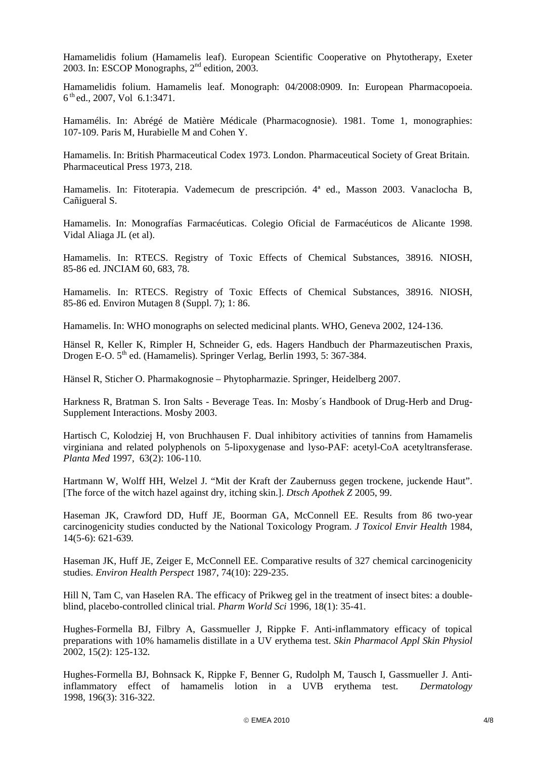Hamamelidis folium (Hamamelis leaf). European Scientific Cooperative on Phytotherapy, Exeter 2003. In: ESCOP Monographs, 2nd edition, 2003.

Hamamelidis folium. Hamamelis leaf. Monograph: 04/2008:0909. In: European Pharmacopoeia. 6th ed., 2007, Vol 6.1:3471.

Hamamélis. In: Abrégé de Matière Médicale (Pharmacognosie). 1981. Tome 1, monographies: 107-109. Paris M, Hurabielle M and Cohen Y.

Hamamelis. In: British Pharmaceutical Codex 1973. London. Pharmaceutical Society of Great Britain. Pharmaceutical Press 1973, 218.

Hamamelis. In: Fitoterapia. Vademecum de prescripción. 4ª ed., Masson 2003. Vanaclocha B, Cañigueral S.

Hamamelis. In: Monografías Farmacéuticas. Colegio Oficial de Farmacéuticos de Alicante 1998. Vidal Aliaga JL (et al).

Hamamelis. In: RTECS. Registry of Toxic Effects of Chemical Substances, 38916. NIOSH, 85-86 ed. JNCIAM 60, 683, 78.

Hamamelis. In: RTECS. Registry of Toxic Effects of Chemical Substances, 38916. NIOSH, 85-86 ed. Environ Mutagen 8 (Suppl. 7); 1: 86.

Hamamelis. In: WHO monographs on selected medicinal plants. WHO, Geneva 2002, 124-136.

Hänsel R, Keller K, Rimpler H, Schneider G, eds. Hagers Handbuch der Pharmazeutischen Praxis, Drogen E-O. 5th ed. (Hamamelis). Springer Verlag, Berlin 1993, 5: 367-384.

Hänsel R, Sticher O. Pharmakognosie – Phytopharmazie. Springer, Heidelberg 2007.

Harkness R, Bratman S. Iron Salts - Beverage Teas. In: Mosby´s Handbook of Drug-Herb and Drug-Supplement Interactions. Mosby 2003.

Hartisch C, Kolodziej H, von Bruchhausen F. Dual inhibitory activities of tannins from Hamamelis virginiana and related polyphenols on 5-lipoxygenase and lyso-PAF: acetyl-CoA acetyltransferase. *Planta Med* 1997, 63(2): 106-110.

Hartmann W, Wolff HH, Welzel J. "Mit der Kraft der Zaubernuss gegen trockene, juckende Haut". [The force of the witch hazel against dry, itching skin.]. *Dtsch Apothek Z* 2005, 99.

Haseman JK, Crawford DD, Huff JE, Boorman GA, McConnell EE. Results from 86 two-year carcinogenicity studies conducted by the National Toxicology Program. *J Toxicol Envir Health* 1984, 14(5-6): 621-639.

Haseman JK, Huff JE, Zeiger E, McConnell EE. Comparative results of 327 chemical carcinogenicity studies. *Environ Health Perspect* 1987, 74(10): 229-235.

Hill N, Tam C, van Haselen RA. The efficacy of Prikweg gel in the treatment of insect bites: a double-blind, placebo-controlled clinical trial. *Pharm World Sci* 1996, 18(1): 35-41.

Hughes-Formella BJ, Filbry A, Gassmueller J, Rippke F. Anti-inflammatory efficacy of topical preparations with 10% hamamelis distillate in a UV erythema test. *Skin Pharmacol Appl Skin Physiol* 2002, 15(2): 125-132.

Hughes-Formella BJ, Bohnsack K, Rippke F, Benner G, Rudolph M, Tausch I, Gassmueller J. Anti-inflammatory effect of hamamelis lotion in a UVB erythema test. *Dermatology* 1998, 196(3): 316-322.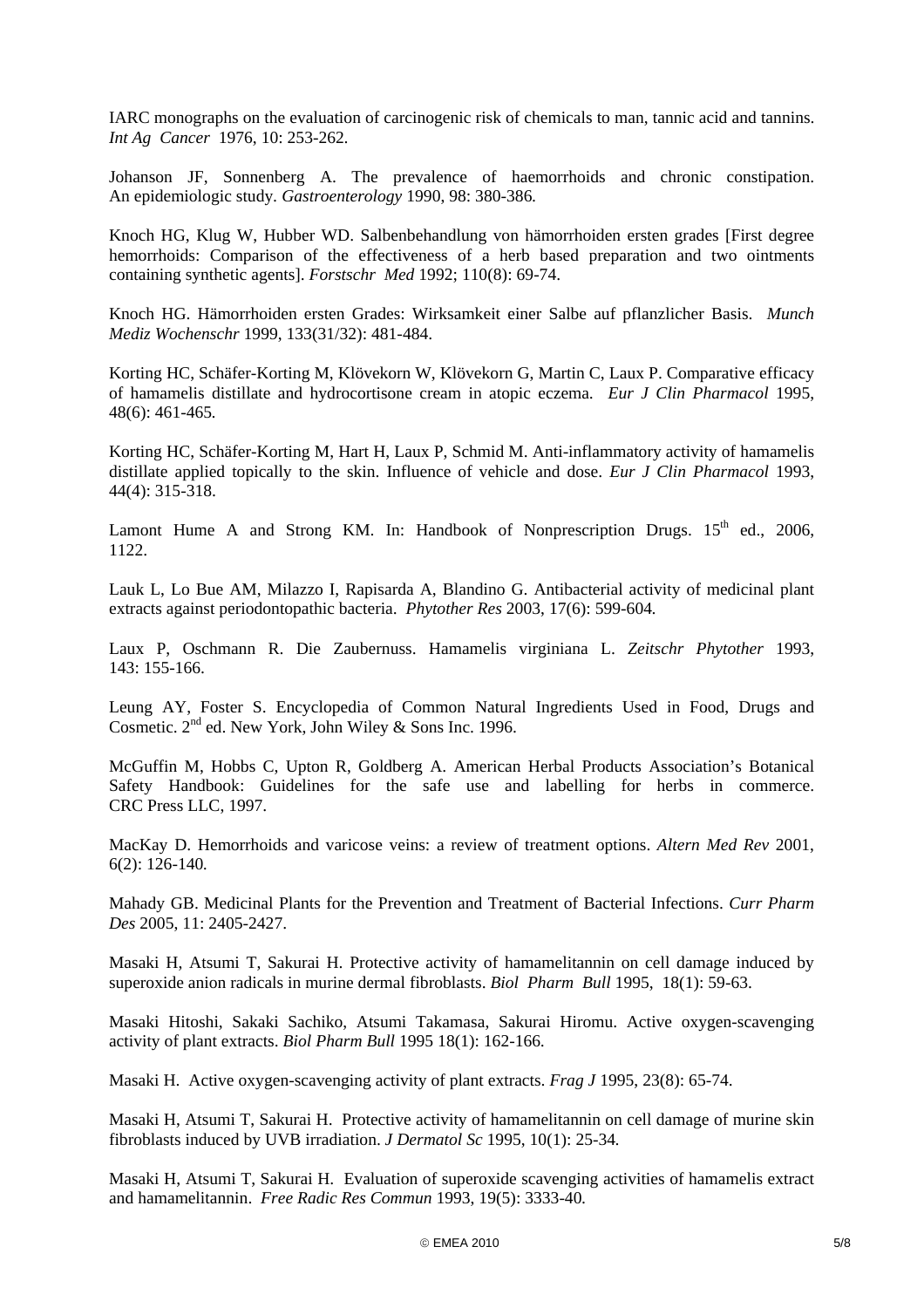IARC monographs on the evaluation of carcinogenic risk of chemicals to man, tannic acid and tannins. *Int Ag Cancer* 1976, 10: 253-262.

Johanson JF, Sonnenberg A. The prevalence of haemorrhoids and chronic constipation. An epidemiologic study. *Gastroenterology* 1990, 98: 380-386.

Knoch HG, Klug W, Hubber WD. Salbenbehandlung von hämorrhoiden ersten grades [First degree hemorrhoids: Comparison of the effectiveness of a herb based preparation and two ointments containing synthetic agents]. *Forstschr Med* 1992; 110(8): 69-74.

Knoch HG. Hämorrhoiden ersten Grades: Wirksamkeit einer Salbe auf pflanzlicher Basis. *Munch Mediz Wochenschr* 1999, 133(31/32): 481-484.

Korting HC, Schäfer-Korting M, Klövekorn W, Klövekorn G, Martin C, Laux P. Comparative efficacy of hamamelis distillate and hydrocortisone cream in atopic eczema. *Eur J Clin Pharmacol* 1995, 48(6): 461-465.

Korting HC, Schäfer-Korting M, Hart H, Laux P, Schmid M. Anti-inflammatory activity of hamamelis distillate applied topically to the skin. Influence of vehicle and dose. *Eur J Clin Pharmacol* 1993, 44(4): 315-318.

Lamont Hume A and Strong KM. In: Handbook of Nonprescription Drugs. 15th ed., 2006, 1122.

Lauk L, Lo Bue AM, Milazzo I, Rapisarda A, Blandino G. Antibacterial activity of medicinal plant extracts against periodontopathic bacteria. *Phytother Res* 2003, 17(6): 599-604.

Laux P, Oschmann R. Die Zaubernuss. Hamamelis virginiana L. *Zeitschr Phytother* 1993, 143: 155-166.

Leung AY, Foster S. Encyclopedia of Common Natural Ingredients Used in Food, Drugs and Cosmetic. 2nd ed. New York, John Wiley & Sons Inc. 1996.

McGuffin M, Hobbs C, Upton R, Goldberg A. American Herbal Products Association's Botanical Safety Handbook: Guidelines for the safe use and labelling for herbs in commerce. CRC Press LLC, 1997.

MacKay D. Hemorrhoids and varicose veins: a review of treatment options. *Altern Med Rev* 2001, 6(2): 126-140.

Mahady GB. Medicinal Plants for the Prevention and Treatment of Bacterial Infections. *Curr Pharm Des* 2005, 11: 2405-2427.

Masaki H, Atsumi T, Sakurai H. Protective activity of hamamelitannin on cell damage induced by superoxide anion radicals in murine dermal fibroblasts. *Biol Pharm Bull* 1995, 18(1): 59-63.

Masaki Hitoshi, Sakaki Sachiko, Atsumi Takamasa, Sakurai Hiromu. Active oxygen-scavenging activity of plant extracts. *Biol Pharm Bull* 1995 18(1): 162-166.

Masaki H. Active oxygen-scavenging activity of plant extracts. *Frag J* 1995, 23(8): 65-74.

Masaki H, Atsumi T, Sakurai H. Protective activity of hamamelitannin on cell damage of murine skin fibroblasts induced by UVB irradiation. *J Dermatol Sc* 1995, 10(1): 25-34.

Masaki H, Atsumi T, Sakurai H. Evaluation of superoxide scavenging activities of hamamelis extract and hamamelitannin. *Free Radic Res Commun* 1993, 19(5): 3333-40.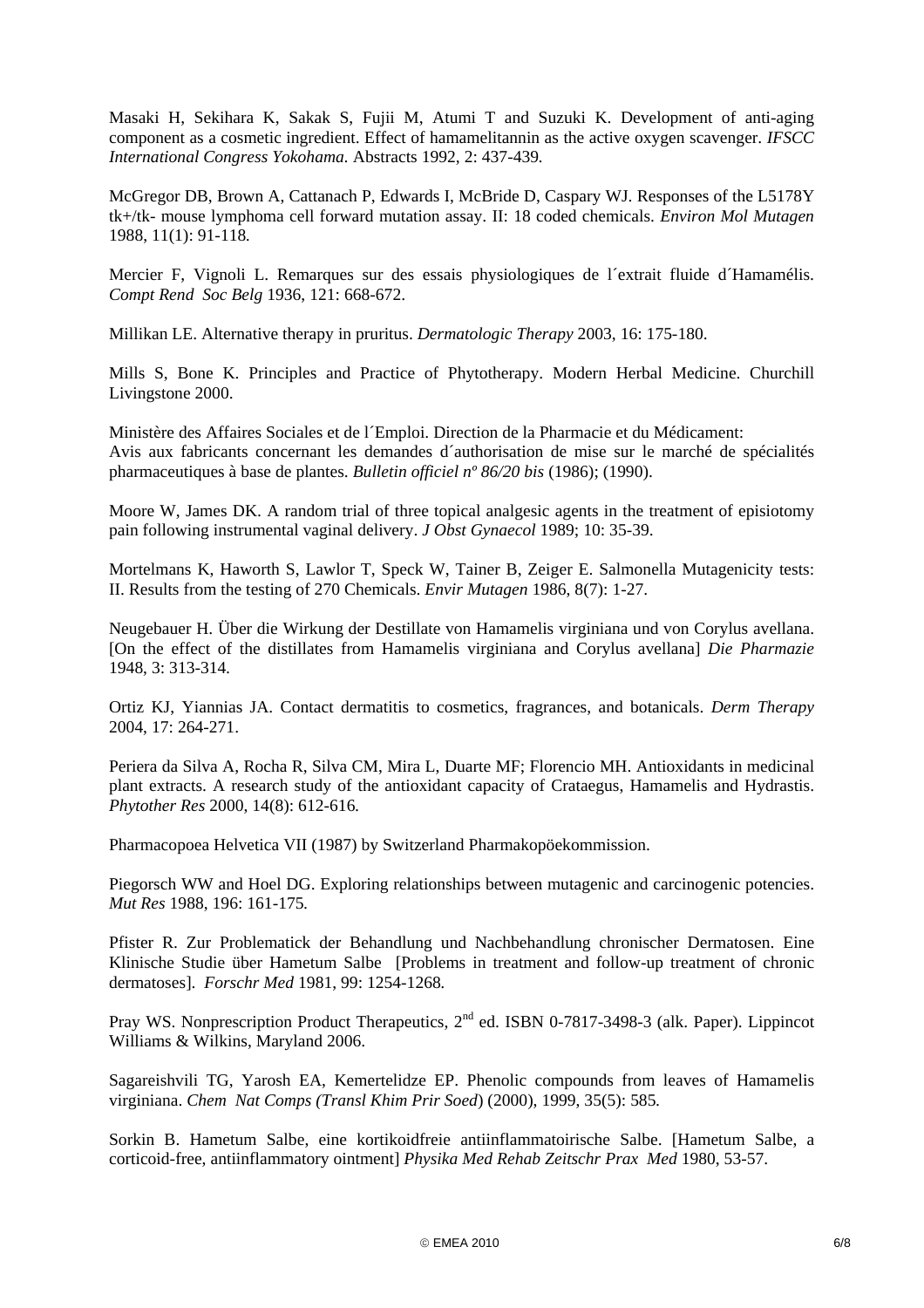Masaki H, Sekihara K, Sakak S, Fujii M, Atumi T and Suzuki K. Development of anti-aging component as a cosmetic ingredient. Effect of hamamelitannin as the active oxygen scavenger. *IFSCC International Congress Yokohama.* Abstracts 1992, 2: 437-439.

McGregor DB, Brown A, Cattanach P, Edwards I, McBride D, Caspary WJ. Responses of the L5178Y tk+/tk- mouse lymphoma cell forward mutation assay. II: 18 coded chemicals. *Environ Mol Mutagen* 1988, 11(1): 91-118.

Mercier F, Vignoli L. Remarques sur des essais physiologiques de l´extrait fluide d´Hamamélis. *Compt Rend Soc Belg* 1936, 121: 668-672.

Millikan LE. Alternative therapy in pruritus. *Dermatologic Therapy* 2003, 16: 175-180.

Mills S, Bone K. Principles and Practice of Phytotherapy. Modern Herbal Medicine. Churchill Livingstone 2000.

Ministère des Affaires Sociales et de l´Emploi. Direction de la Pharmacie et du Médicament: Avis aux fabricants concernant les demandes d´authorisation de mise sur le marché de spécialités pharmaceutiques à base de plantes. *Bulletin officiel nº 86/20 bis* (1986); (1990).

Moore W, James DK. A random trial of three topical analgesic agents in the treatment of episiotomy pain following instrumental vaginal delivery. *J Obst Gynaecol* 1989; 10: 35-39.

Mortelmans K, Haworth S, Lawlor T, Speck W, Tainer B, Zeiger E. Salmonella Mutagenicity tests: II. Results from the testing of 270 Chemicals. *Envir Mutagen* 1986, 8(7): 1-27.

Neugebauer H. Über die Wirkung der Destillate von Hamamelis virginiana und von Corylus avellana. [On the effect of the distillates from Hamamelis virginiana and Corylus avellana] *Die Pharmazie* 1948, 3: 313-314.

Ortiz KJ, Yiannias JA. Contact dermatitis to cosmetics, fragrances, and botanicals. *Derm Therapy* 2004, 17: 264-271.

Periera da Silva A, Rocha R, Silva CM, Mira L, Duarte MF; Florencio MH. Antioxidants in medicinal plant extracts. A research study of the antioxidant capacity of Crataegus, Hamamelis and Hydrastis. *Phytother Res* 2000, 14(8): 612-616.

Pharmacopoea Helvetica VII (1987) by Switzerland Pharmakopöekommission.

Piegorsch WW and Hoel DG. Exploring relationships between mutagenic and carcinogenic potencies. *Mut Res* 1988, 196: 161-175.

Pfister R. Zur Problematick der Behandlung und Nachbehandlung chronischer Dermatosen. Eine Klinische Studie über Hametum Salbe [Problems in treatment and follow-up treatment of chronic dermatoses]. *Forschr Med* 1981, 99: 1254-1268.

Pray WS. Nonprescription Product Therapeutics, 2nd ed. ISBN 0-7817-3498-3 (alk. Paper). Lippincot Williams & Wilkins, Maryland 2006.

Sagareishvili TG, Yarosh EA, Kemertelidze EP. Phenolic compounds from leaves of Hamamelis virginiana. *Chem Nat Comps (Transl Khim Prir Soed*) (2000), 1999, 35(5): 585.

Sorkin B. Hametum Salbe, eine kortikoidfreie antiinflammatoirische Salbe. [Hametum Salbe, a corticoid-free, antiinflammatory ointment] *Physika Med Rehab Zeitschr Prax Med* 1980, 53-57.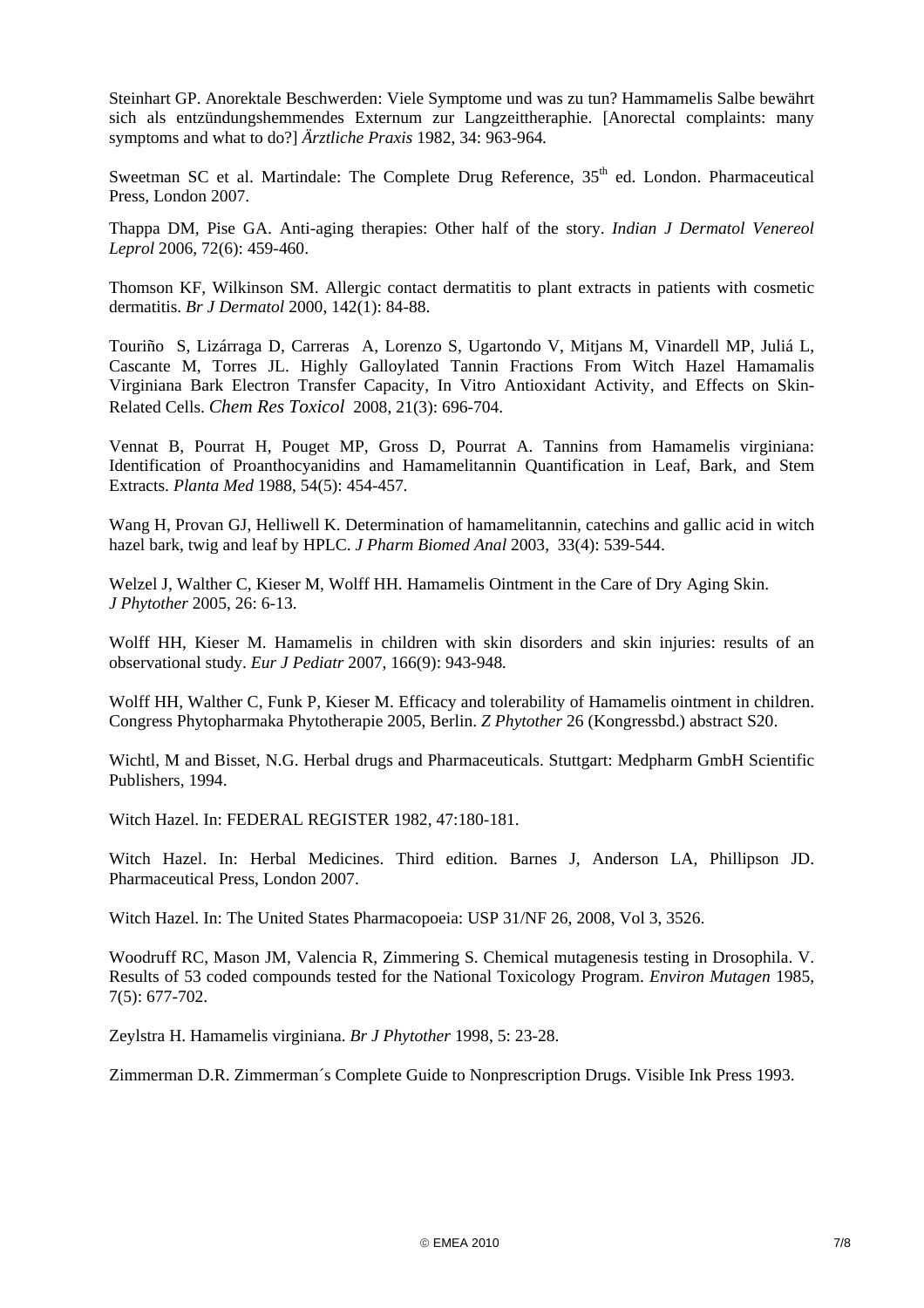Steinhart GP. Anorektale Beschwerden: Viele Symptome und was zu tun? Hammamelis Salbe bewährt sich als entzündungshemmendes Externum zur Langzeittheraphie. [Anorectal complaints: many symptoms and what to do?] *Ärztliche Praxis* 1982, 34: 963-964.

Sweetman SC et al. Martindale: The Complete Drug Reference, 35th ed. London. Pharmaceutical Press, London 2007.

Thappa DM, Pise GA. Anti-aging therapies: Other half of the story. *Indian J Dermatol Venereol Leprol* 2006, 72(6): 459-460.

Thomson KF, Wilkinson SM. Allergic contact dermatitis to plant extracts in patients with cosmetic dermatitis. *Br J Dermatol* 2000, 142(1): 84-88.

Touriño S, Lizárraga D, Carreras A, Lorenzo S, Ugartondo V, Mitjans M, Vinardell MP, Juliá L, Cascante M, Torres JL. Highly Galloylated Tannin Fractions From Witch Hazel Hamamalis Virginiana Bark Electron Transfer Capacity, In Vitro Antioxidant Activity, and Effects on Skin-Related Cells. *Chem Res Toxicol* 2008, 21(3): 696-704.

Vennat B, Pourrat H, Pouget MP, Gross D, Pourrat A. Tannins from Hamamelis virginiana: Identification of Proanthocyanidins and Hamamelitannin Quantification in Leaf, Bark, and Stem Extracts. *Planta Med* 1988, 54(5): 454-457.

Wang H, Provan GJ, Helliwell K. Determination of hamamelitannin, catechins and gallic acid in witch hazel bark, twig and leaf by HPLC. *J Pharm Biomed Anal* 2003, 33(4): 539-544.

Welzel J, Walther C, Kieser M, Wolff HH. Hamamelis Ointment in the Care of Dry Aging Skin. *J Phytother* 2005, 26: 6-13.

Wolff HH, Kieser M. Hamamelis in children with skin disorders and skin injuries: results of an observational study. *Eur J Pediatr* 2007, 166(9): 943-948.

Wolff HH, Walther C, Funk P, Kieser M. Efficacy and tolerability of Hamamelis ointment in children. Congress Phytopharmaka Phytotherapie 2005, Berlin. *Z Phytother* 26 (Kongressbd.) abstract S20.

Wichtl, M and Bisset, N.G. Herbal drugs and Pharmaceuticals. Stuttgart: Medpharm GmbH Scientific Publishers, 1994.

Witch Hazel. In: FEDERAL REGISTER 1982, 47:180-181.

Witch Hazel. In: Herbal Medicines. Third edition. Barnes J, Anderson LA, Phillipson JD. Pharmaceutical Press, London 2007.

Witch Hazel. In: The United States Pharmacopoeia: USP 31/NF 26, 2008, Vol 3, 3526.

Woodruff RC, Mason JM, Valencia R, Zimmering S. Chemical mutagenesis testing in Drosophila. V. Results of 53 coded compounds tested for the National Toxicology Program. *Environ Mutagen* 1985, 7(5): 677-702.

Zeylstra H. Hamamelis virginiana. *Br J Phytother* 1998, 5: 23-28.

Zimmerman D.R. Zimmerman´s Complete Guide to Nonprescription Drugs. Visible Ink Press 1993.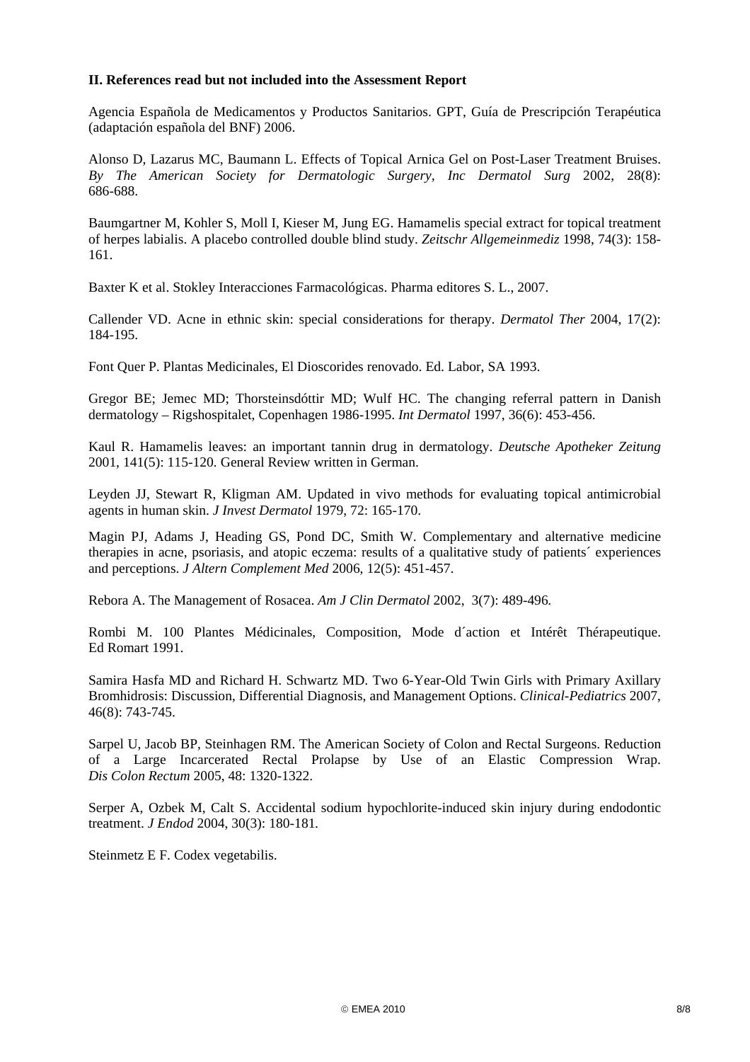**II. References read but not included into the Assessment Report**

Agencia Española de Medicamentos y Productos Sanitarios. GPT, Guía de Prescripción Terapéutica (adaptación española del BNF) 2006.

Alonso D, Lazarus MC, Baumann L. Effects of Topical Arnica Gel on Post-Laser Treatment Bruises. *By The American Society for Dermatologic Surgery, Inc Dermatol Surg* 2002, 28(8): 686-688.

Baumgartner M, Kohler S, Moll I, Kieser M, Jung EG. Hamamelis special extract for topical treatment of herpes labialis. A placebo controlled double blind study. *Zeitschr Allgemeinmediz* 1998, 74(3): 158-161.

Baxter K et al. Stokley Interacciones Farmacológicas. Pharma editores S. L., 2007.

Callender VD. Acne in ethnic skin: special considerations for therapy. *Dermatol Ther* 2004, 17(2): 184-195.

Font Quer P. Plantas Medicinales, El Dioscorides renovado. Ed. Labor, SA 1993.

Gregor BE; Jemec MD; Thorsteinsdóttir MD; Wulf HC. The changing referral pattern in Danish dermatology – Rigshospitalet, Copenhagen 1986-1995. *Int Dermatol* 1997, 36(6): 453-456.

Kaul R. Hamamelis leaves: an important tannin drug in dermatology. *Deutsche Apotheker Zeitung* 2001, 141(5): 115-120. General Review written in German.

Leyden JJ, Stewart R, Kligman AM. Updated in vivo methods for evaluating topical antimicrobial agents in human skin. *J Invest Dermatol* 1979, 72: 165-170.

Magin PJ, Adams J, Heading GS, Pond DC, Smith W. Complementary and alternative medicine therapies in acne, psoriasis, and atopic eczema: results of a qualitative study of patients´ experiences and perceptions. *J Altern Complement Med* 2006, 12(5): 451-457.

Rebora A. The Management of Rosacea. *Am J Clin Dermatol* 2002, 3(7): 489-496*.*

Rombi M. 100 Plantes Médicinales, Composition, Mode d´action et Intérêt Thérapeutique. Ed Romart 1991.

Samira Hasfa MD and Richard H. Schwartz MD. Two 6-Year-Old Twin Girls with Primary Axillary Bromhidrosis: Discussion, Differential Diagnosis, and Management Options. *Clinical-Pediatrics* 2007, 46(8): 743-745.

Sarpel U, Jacob BP, Steinhagen RM. The American Society of Colon and Rectal Surgeons. Reduction of a Large Incarcerated Rectal Prolapse by Use of an Elastic Compression Wrap. *Dis Colon Rectum* 2005, 48: 1320-1322.

Serper A, Ozbek M, Calt S. Accidental sodium hypochlorite-induced skin injury during endodontic treatment. *J Endod* 2004, 30(3): 180-181*.*

Steinmetz E F. Codex vegetabilis.